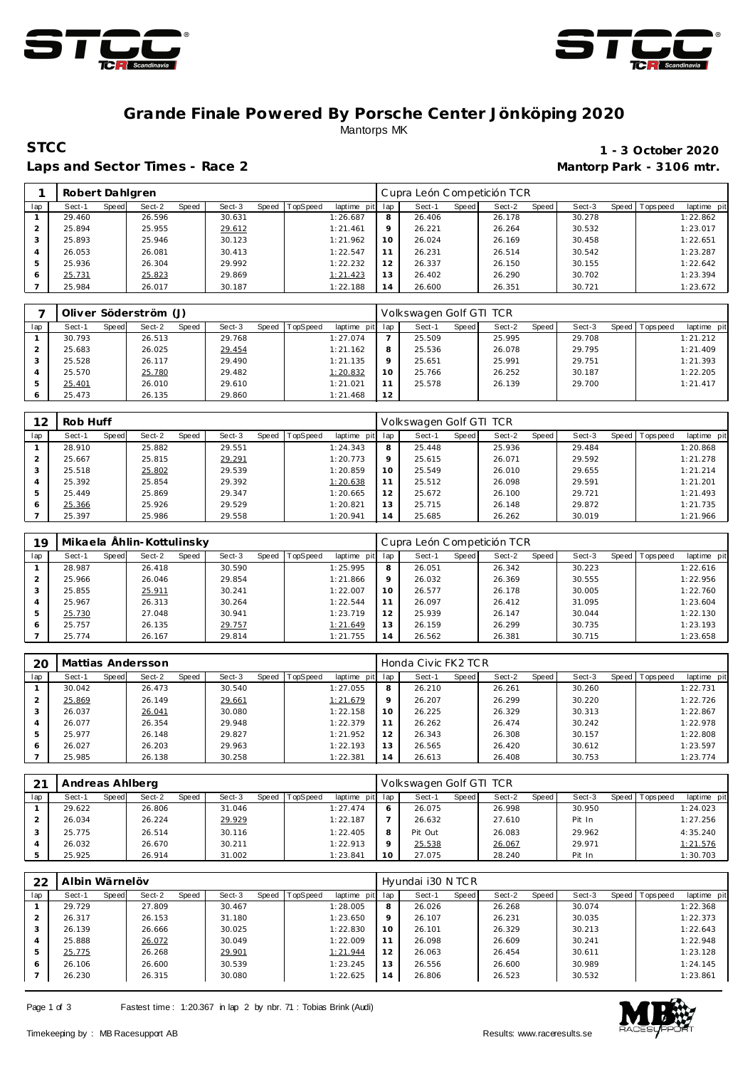# Grande Finale Powered By Porsche Center Jönköping 2020

Mantorps MK

**STCC** **1 - 3 October 2020**

**Laps and Sector Times - Race 2** **Mantorp Park - 3106 mtr.**

| 1 | Robert Dahlgren | | | | | | | | | Cupra León Competición TCR | | | | | | | | |
|---|---|---|---|---|---|---|---|---|---|---|---|---|---|---|---|---|---|---|
| lap | Sect-1 | Speed | Sect-2 | Speed | Sect-3 | Speed | TopSpeed | laptime pit | lap | Sect-1 | Speed | Sect-2 | Speed | Sect-3 | Speed | Topspeed | laptime pit |
| 1 | 29.460 | | 26.596 | | 30.631 | | | 1:26.687 | 8 | 26.406 | | 26.178 | | 30.278 | | | 1:22.862 |
| 2 | 25.894 | | 25.955 | | 29.612 | | | 1:21.461 | 9 | 26.221 | | 26.264 | | 30.532 | | | 1:23.017 |
| 3 | 25.893 | | 25.946 | | 30.123 | | | 1:21.962 | 10 | 26.024 | | 26.169 | | 30.458 | | | 1:22.651 |
| 4 | 26.053 | | 26.081 | | 30.413 | | | 1:22.547 | 11 | 26.231 | | 26.514 | | 30.542 | | | 1:23.287 |
| 5 | 25.936 | | 26.304 | | 29.992 | | | 1:22.232 | 12 | 26.337 | | 26.150 | | 30.155 | | | 1:22.642 |
| 6 | 25.731 | | 25.823 | | 29.869 | | | 1:21.423 | 13 | 26.402 | | 26.290 | | 30.702 | | | 1:23.394 |
| 7 | 25.984 | | 26.017 | | 30.187 | | | 1:22.188 | 14 | 26.600 | | 26.351 | | 30.721 | | | 1:23.672 |

| 7 | Oliver Söderström (J) | | | | | | | | | Volkswagen Golf GTI TCR | | | | | | | | |
|---|---|---|---|---|---|---|---|---|---|---|---|---|---|---|---|---|---|---|
| lap | Sect-1 | Speed | Sect-2 | Speed | Sect-3 | Speed | TopSpeed | laptime pit | lap | Sect-1 | Speed | Sect-2 | Speed | Sect-3 | Speed | Topspeed | laptime pit |
| 1 | 30.793 | | 26.513 | | 29.768 | | | 1:27.074 | 7 | 25.509 | | 25.995 | | 29.708 | | | 1:21.212 |
| 2 | 25.683 | | 26.025 | | 29.454 | | | 1:21.162 | 8 | 25.536 | | 26.078 | | 29.795 | | | 1:21.409 |
| 3 | 25.528 | | 26.117 | | 29.490 | | | 1:21.135 | 9 | 25.651 | | 25.991 | | 29.751 | | | 1:21.393 |
| 4 | 25.570 | | 25.780 | | 29.482 | | | 1:20.832 | 10 | 25.766 | | 26.252 | | 30.187 | | | 1:22.205 |
| 5 | 25.401 | | 26.010 | | 29.610 | | | 1:21.021 | 11 | 25.578 | | 26.139 | | 29.700 | | | 1:21.417 |
| 6 | 25.473 | | 26.135 | | 29.860 | | | 1:21.468 | 12 | | | | | | | | |

| 12 | Rob Huff | | | | | | | | | Volkswagen Golf GTI TCR | | | | | | | | |
|---|---|---|---|---|---|---|---|---|---|---|---|---|---|---|---|---|---|---|
| lap | Sect-1 | Speed | Sect-2 | Speed | Sect-3 | Speed | TopSpeed | laptime pit | lap | Sect-1 | Speed | Sect-2 | Speed | Sect-3 | Speed | Topspeed | laptime pit |
| 1 | 28.910 | | 25.882 | | 29.551 | | | 1:24.343 | 8 | 25.448 | | 25.936 | | 29.484 | | | 1:20.868 |
| 2 | 25.667 | | 25.815 | | 29.291 | | | 1:20.773 | 9 | 25.615 | | 26.071 | | 29.592 | | | 1:21.278 |
| 3 | 25.518 | | 25.802 | | 29.539 | | | 1:20.859 | 10 | 25.549 | | 26.010 | | 29.655 | | | 1:21.214 |
| 4 | 25.392 | | 25.854 | | 29.392 | | | 1:20.638 | 11 | 25.512 | | 26.098 | | 29.591 | | | 1:21.201 |
| 5 | 25.449 | | 25.869 | | 29.347 | | | 1:20.665 | 12 | 25.672 | | 26.100 | | 29.721 | | | 1:21.493 |
| 6 | 25.366 | | 25.926 | | 29.529 | | | 1:20.821 | 13 | 25.715 | | 26.148 | | 29.872 | | | 1:21.735 |
| 7 | 25.397 | | 25.986 | | 29.558 | | | 1:20.941 | 14 | 25.685 | | 26.262 | | 30.019 | | | 1:21.966 |

| 19 | Mikaela Åhlin-Kottulinsky | | | | | | | | | Cupra León Competición TCR | | | | | | | | |
|---|---|---|---|---|---|---|---|---|---|---|---|---|---|---|---|---|---|---|
| lap | Sect-1 | Speed | Sect-2 | Speed | Sect-3 | Speed | TopSpeed | laptime pit | lap | Sect-1 | Speed | Sect-2 | Speed | Sect-3 | Speed | Topspeed | laptime pit |
| 1 | 28.987 | | 26.418 | | 30.590 | | | 1:25.995 | 8 | 26.051 | | 26.342 | | 30.223 | | | 1:22.616 |
| 2 | 25.966 | | 26.046 | | 29.854 | | | 1:21.866 | 9 | 26.032 | | 26.369 | | 30.555 | | | 1:22.956 |
| 3 | 25.855 | | 25.911 | | 30.241 | | | 1:22.007 | 10 | 26.577 | | 26.178 | | 30.005 | | | 1:22.760 |
| 4 | 25.967 | | 26.313 | | 30.264 | | | 1:22.544 | 11 | 26.097 | | 26.412 | | 31.095 | | | 1:23.604 |
| 5 | 25.730 | | 27.048 | | 30.941 | | | 1:23.719 | 12 | 25.939 | | 26.147 | | 30.044 | | | 1:22.130 |
| 6 | 25.757 | | 26.135 | | 29.757 | | | 1:21.649 | 13 | 26.159 | | 26.299 | | 30.735 | | | 1:23.193 |
| 7 | 25.774 | | 26.167 | | 29.814 | | | 1:21.755 | 14 | 26.562 | | 26.381 | | 30.715 | | | 1:23.658 |

| 20 | Mattias Andersson | | | | | | | | | Honda Civic FK2 TCR | | | | | | | | |
|---|---|---|---|---|---|---|---|---|---|---|---|---|---|---|---|---|---|---|
| lap | Sect-1 | Speed | Sect-2 | Speed | Sect-3 | Speed | TopSpeed | laptime pit | lap | Sect-1 | Speed | Sect-2 | Speed | Sect-3 | Speed | Topspeed | laptime pit |
| 1 | 30.042 | | 26.473 | | 30.540 | | | 1:27.055 | 8 | 26.210 | | 26.261 | | 30.260 | | | 1:22.731 |
| 2 | 25.869 | | 26.149 | | 29.661 | | | 1:21.679 | 9 | 26.207 | | 26.299 | | 30.220 | | | 1:22.726 |
| 3 | 26.037 | | 26.041 | | 30.080 | | | 1:22.158 | 10 | 26.225 | | 26.329 | | 30.313 | | | 1:22.867 |
| 4 | 26.077 | | 26.354 | | 29.948 | | | 1:22.379 | 11 | 26.262 | | 26.474 | | 30.242 | | | 1:22.978 |
| 5 | 25.977 | | 26.148 | | 29.827 | | | 1:21.952 | 12 | 26.343 | | 26.308 | | 30.157 | | | 1:22.808 |
| 6 | 26.027 | | 26.203 | | 29.963 | | | 1:22.193 | 13 | 26.565 | | 26.420 | | 30.612 | | | 1:23.597 |
| 7 | 25.985 | | 26.138 | | 30.258 | | | 1:22.381 | 14 | 26.613 | | 26.408 | | 30.753 | | | 1:23.774 |

| 21 | Andreas Ahlberg | | | | | | | | | Volkswagen Golf GTI TCR | | | | | | | | |
|---|---|---|---|---|---|---|---|---|---|---|---|---|---|---|---|---|---|---|
| lap | Sect-1 | Speed | Sect-2 | Speed | Sect-3 | Speed | TopSpeed | laptime pit | lap | Sect-1 | Speed | Sect-2 | Speed | Sect-3 | Speed | Topspeed | laptime pit |
| 1 | 29.622 | | 26.806 | | 31.046 | | | 1:27.474 | 6 | 26.075 | | 26.998 | | 30.950 | | | 1:24.023 |
| 2 | 26.034 | | 26.224 | | 29.929 | | | 1:22.187 | 7 | 26.632 | | 27.610 | | Pit In | | | 1:27.256 |
| 3 | 25.775 | | 26.514 | | 30.116 | | | 1:22.405 | 8 | Pit Out | | 26.083 | | 29.962 | | | 4:35.240 |
| 4 | 26.032 | | 26.670 | | 30.211 | | | 1:22.913 | 9 | 25.538 | | 26.067 | | 29.971 | | | 1:21.576 |
| 5 | 25.925 | | 26.914 | | 31.002 | | | 1:23.841 | 10 | 27.075 | | 28.240 | | Pit In | | | 1:30.703 |

| 22 | Albin Wärnelöv | | | | | | | | | Hyundai i30 N TCR | | | | | | | | |
|---|---|---|---|---|---|---|---|---|---|---|---|---|---|---|---|---|---|---|
| lap | Sect-1 | Speed | Sect-2 | Speed | Sect-3 | Speed | TopSpeed | laptime pit | lap | Sect-1 | Speed | Sect-2 | Speed | Sect-3 | Speed | Topspeed | laptime pit |
| 1 | 29.729 | | 27.809 | | 30.467 | | | 1:28.005 | 8 | 26.026 | | 26.268 | | 30.074 | | | 1:22.368 |
| 2 | 26.317 | | 26.153 | | 31.180 | | | 1:23.650 | 9 | 26.107 | | 26.231 | | 30.035 | | | 1:22.373 |
| 3 | 26.139 | | 26.666 | | 30.025 | | | 1:22.830 | 10 | 26.101 | | 26.329 | | 30.213 | | | 1:22.643 |
| 4 | 25.888 | | 26.072 | | 30.049 | | | 1:22.009 | 11 | 26.098 | | 26.609 | | 30.241 | | | 1:22.948 |
| 5 | 25.775 | | 26.268 | | 29.901 | | | 1:21.944 | 12 | 26.063 | | 26.454 | | 30.611 | | | 1:23.128 |
| 6 | 26.106 | | 26.600 | | 30.539 | | | 1:23.245 | 13 | 26.556 | | 26.600 | | 30.989 | | | 1:24.145 |
| 7 | 26.230 | | 26.315 | | 30.080 | | | 1:22.625 | 14 | 26.806 | | 26.523 | | 30.532 | | | 1:23.861 |

Fastest time : 1:20.367 in lap 2 by nbr. 71 : Tobias Brink (Audi)

Timekeeping by : MB Racesupport AB Results: www.raceresults.se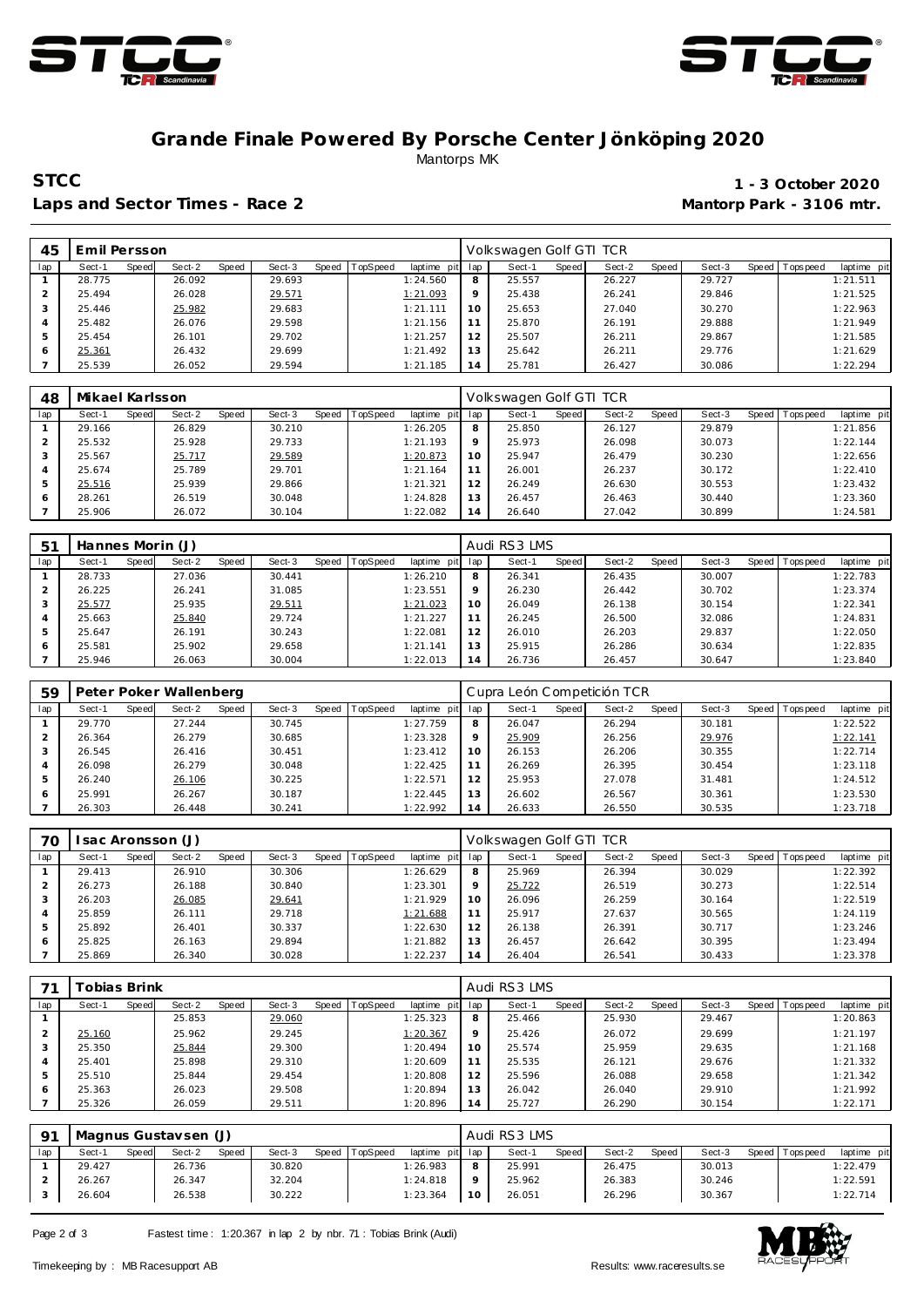# Grande Finale Powered By Porsche Center Jönköping 2020

Mantorps MK

**STCC** **1 - 3 October 2020**

**Laps and Sector Times - Race 2** **Mantorp Park - 3106 mtr.**

| 45 | Emil Persson | | | | | | | | | Volkswagen Golf GTI TCR | | | | | | | |
|---|---|---|---|---|---|---|---|---|---|---|---|---|---|---|---|---|---|
| lap | Sect-1 | Speed | Sect-2 | Speed | Sect-3 | Speed | TopSpeed | laptime pit | lap | Sect-1 | Speed | Sect-2 | Speed | Sect-3 | Speed | Topspeed | laptime pit |
| 1 | 28.775 | | 26.092 | | 29.693 | | | 1:24.560 | 8 | 25.557 | | 26.227 | | 29.727 | | | 1:21.511 |
| 2 | 25.494 | | 26.028 | | 29.571 | | | 1:21.093 | 9 | 25.438 | | 26.241 | | 29.846 | | | 1:21.525 |
| 3 | 25.446 | | 25.982 | | 29.683 | | | 1:21.111 | 10 | 25.653 | | 27.040 | | 30.270 | | | 1:22.963 |
| 4 | 25.482 | | 26.076 | | 29.598 | | | 1:21.156 | 11 | 25.870 | | 26.191 | | 29.888 | | | 1:21.949 |
| 5 | 25.454 | | 26.101 | | 29.702 | | | 1:21.257 | 12 | 25.507 | | 26.211 | | 29.867 | | | 1:21.585 |
| 6 | 25.361 | | 26.432 | | 29.699 | | | 1:21.492 | 13 | 25.642 | | 26.211 | | 29.776 | | | 1:21.629 |
| 7 | 25.539 | | 26.052 | | 29.594 | | | 1:21.185 | 14 | 25.781 | | 26.427 | | 30.086 | | | 1:22.294 |

| 48 | Mikael Karlsson | | | | | | | | | Volkswagen Golf GTI TCR | | | | | | | |
|---|---|---|---|---|---|---|---|---|---|---|---|---|---|---|---|---|---|
| lap | Sect-1 | Speed | Sect-2 | Speed | Sect-3 | Speed | TopSpeed | laptime pit | lap | Sect-1 | Speed | Sect-2 | Speed | Sect-3 | Speed | Topspeed | laptime pit |
| 1 | 29.166 | | 26.829 | | 30.210 | | | 1:26.205 | 8 | 25.850 | | 26.127 | | 29.879 | | | 1:21.856 |
| 2 | 25.532 | | 25.928 | | 29.733 | | | 1:21.193 | 9 | 25.973 | | 26.098 | | 30.073 | | | 1:22.144 |
| 3 | 25.567 | | 25.717 | | 29.589 | | | 1:20.873 | 10 | 25.947 | | 26.479 | | 30.230 | | | 1:22.656 |
| 4 | 25.674 | | 25.789 | | 29.701 | | | 1:21.164 | 11 | 26.001 | | 26.237 | | 30.172 | | | 1:22.410 |
| 5 | 25.516 | | 25.939 | | 29.866 | | | 1:21.321 | 12 | 26.249 | | 26.630 | | 30.553 | | | 1:23.432 |
| 6 | 28.261 | | 26.519 | | 30.048 | | | 1:24.828 | 13 | 26.457 | | 26.463 | | 30.440 | | | 1:23.360 |
| 7 | 25.906 | | 26.072 | | 30.104 | | | 1:22.082 | 14 | 26.640 | | 27.042 | | 30.899 | | | 1:24.581 |

| 51 | Hannes Morin (J) | | | | | | | | | Audi RS3 LMS | | | | | | | |
|---|---|---|---|---|---|---|---|---|---|---|---|---|---|---|---|---|---|
| lap | Sect-1 | Speed | Sect-2 | Speed | Sect-3 | Speed | TopSpeed | laptime pit | lap | Sect-1 | Speed | Sect-2 | Speed | Sect-3 | Speed | Topspeed | laptime pit |
| 1 | 28.733 | | 27.036 | | 30.441 | | | 1:26.210 | 8 | 26.341 | | 26.435 | | 30.007 | | | 1:22.783 |
| 2 | 26.225 | | 26.241 | | 31.085 | | | 1:23.551 | 9 | 26.230 | | 26.442 | | 30.702 | | | 1:23.374 |
| 3 | 25.577 | | 25.935 | | 29.511 | | | 1:21.023 | 10 | 26.049 | | 26.138 | | 30.154 | | | 1:22.341 |
| 4 | 25.663 | | 25.840 | | 29.724 | | | 1:21.227 | 11 | 26.245 | | 26.500 | | 32.086 | | | 1:24.831 |
| 5 | 25.647 | | 26.191 | | 30.243 | | | 1:22.081 | 12 | 26.010 | | 26.203 | | 29.837 | | | 1:22.050 |
| 6 | 25.581 | | 25.902 | | 29.658 | | | 1:21.141 | 13 | 25.915 | | 26.286 | | 30.634 | | | 1:22.835 |
| 7 | 25.946 | | 26.063 | | 30.004 | | | 1:22.013 | 14 | 26.736 | | 26.457 | | 30.647 | | | 1:23.840 |

| 59 | Peter Poker Wallenberg | | | | | | | | | Cupra León Competición TCR | | | | | | | |
|---|---|---|---|---|---|---|---|---|---|---|---|---|---|---|---|---|---|
| lap | Sect-1 | Speed | Sect-2 | Speed | Sect-3 | Speed | TopSpeed | laptime pit | lap | Sect-1 | Speed | Sect-2 | Speed | Sect-3 | Speed | Topspeed | laptime pit |
| 1 | 29.770 | | 27.244 | | 30.745 | | | 1:27.759 | 8 | 26.047 | | 26.294 | | 30.181 | | | 1:22.522 |
| 2 | 26.364 | | 26.279 | | 30.685 | | | 1:23.328 | 9 | 25.909 | | 26.256 | | 29.976 | | | 1:22.141 |
| 3 | 26.545 | | 26.416 | | 30.451 | | | 1:23.412 | 10 | 26.153 | | 26.206 | | 30.355 | | | 1:22.714 |
| 4 | 26.098 | | 26.279 | | 30.048 | | | 1:22.425 | 11 | 26.269 | | 26.395 | | 30.454 | | | 1:23.118 |
| 5 | 26.240 | | 26.106 | | 30.225 | | | 1:22.571 | 12 | 25.953 | | 27.078 | | 31.481 | | | 1:24.512 |
| 6 | 25.991 | | 26.267 | | 30.187 | | | 1:22.445 | 13 | 26.602 | | 26.567 | | 30.361 | | | 1:23.530 |
| 7 | 26.303 | | 26.448 | | 30.241 | | | 1:22.992 | 14 | 26.633 | | 26.550 | | 30.535 | | | 1:23.718 |

| 70 | Isac Aronsson (J) | | | | | | | | | Volkswagen Golf GTI TCR | | | | | | | |
|---|---|---|---|---|---|---|---|---|---|---|---|---|---|---|---|---|---|
| lap | Sect-1 | Speed | Sect-2 | Speed | Sect-3 | Speed | TopSpeed | laptime pit | lap | Sect-1 | Speed | Sect-2 | Speed | Sect-3 | Speed | Topspeed | laptime pit |
| 1 | 29.413 | | 26.910 | | 30.306 | | | 1:26.629 | 8 | 25.969 | | 26.394 | | 30.029 | | | 1:22.392 |
| 2 | 26.273 | | 26.188 | | 30.840 | | | 1:23.301 | 9 | 25.722 | | 26.519 | | 30.273 | | | 1:22.514 |
| 3 | 26.203 | | 26.085 | | 29.641 | | | 1:21.929 | 10 | 26.096 | | 26.259 | | 30.164 | | | 1:22.519 |
| 4 | 25.859 | | 26.111 | | 29.718 | | | 1:21.688 | 11 | 25.917 | | 27.637 | | 30.565 | | | 1:24.119 |
| 5 | 25.892 | | 26.401 | | 30.337 | | | 1:22.630 | 12 | 26.138 | | 26.391 | | 30.717 | | | 1:23.246 |
| 6 | 25.825 | | 26.163 | | 29.894 | | | 1:21.882 | 13 | 26.457 | | 26.642 | | 30.395 | | | 1:23.494 |
| 7 | 25.869 | | 26.340 | | 30.028 | | | 1:22.237 | 14 | 26.404 | | 26.541 | | 30.433 | | | 1:23.378 |

| 71 | Tobias Brink | | | | | | | | | Audi RS3 LMS | | | | | | | |
|---|---|---|---|---|---|---|---|---|---|---|---|---|---|---|---|---|---|
| lap | Sect-1 | Speed | Sect-2 | Speed | Sect-3 | Speed | TopSpeed | laptime pit | lap | Sect-1 | Speed | Sect-2 | Speed | Sect-3 | Speed | Topspeed | laptime pit |
| 1 | | | 25.853 | | 29.060 | | | 1:25.323 | 8 | 25.466 | | 25.930 | | 29.467 | | | 1:20.863 |
| 2 | 25.160 | | 25.962 | | 29.245 | | | 1:20.367 | 9 | 25.426 | | 26.072 | | 29.699 | | | 1:21.197 |
| 3 | 25.350 | | 25.844 | | 29.300 | | | 1:20.494 | 10 | 25.574 | | 25.959 | | 29.635 | | | 1:21.168 |
| 4 | 25.401 | | 25.898 | | 29.310 | | | 1:20.609 | 11 | 25.535 | | 26.121 | | 29.676 | | | 1:21.332 |
| 5 | 25.510 | | 25.844 | | 29.454 | | | 1:20.808 | 12 | 25.596 | | 26.088 | | 29.658 | | | 1:21.342 |
| 6 | 25.363 | | 26.023 | | 29.508 | | | 1:20.894 | 13 | 26.042 | | 26.040 | | 29.910 | | | 1:21.992 |
| 7 | 25.326 | | 26.059 | | 29.511 | | | 1:20.896 | 14 | 25.727 | | 26.290 | | 30.154 | | | 1:22.171 |

| 91 | Magnus Gustavsen (J) | | | | | | | | | Audi RS3 LMS | | | | | | | |
|---|---|---|---|---|---|---|---|---|---|---|---|---|---|---|---|---|---|
| lap | Sect-1 | Speed | Sect-2 | Speed | Sect-3 | Speed | TopSpeed | laptime pit | lap | Sect-1 | Speed | Sect-2 | Speed | Sect-3 | Speed | Topspeed | laptime pit |
| 1 | 29.427 | | 26.736 | | 30.820 | | | 1:26.983 | 8 | 25.991 | | 26.475 | | 30.013 | | | 1:22.479 |
| 2 | 26.267 | | 26.347 | | 32.204 | | | 1:24.818 | 9 | 25.962 | | 26.383 | | 30.246 | | | 1:22.591 |
| 3 | 26.604 | | 26.538 | | 30.222 | | | 1:23.364 | 10 | 26.051 | | 26.296 | | 30.367 | | | 1:22.714 |

Fastest time : 1:20.367 in lap 2 by nbr. 71 : Tobias Brink (Audi)

Timekeeping by : MB Racesupport AB Results: www.raceresults.se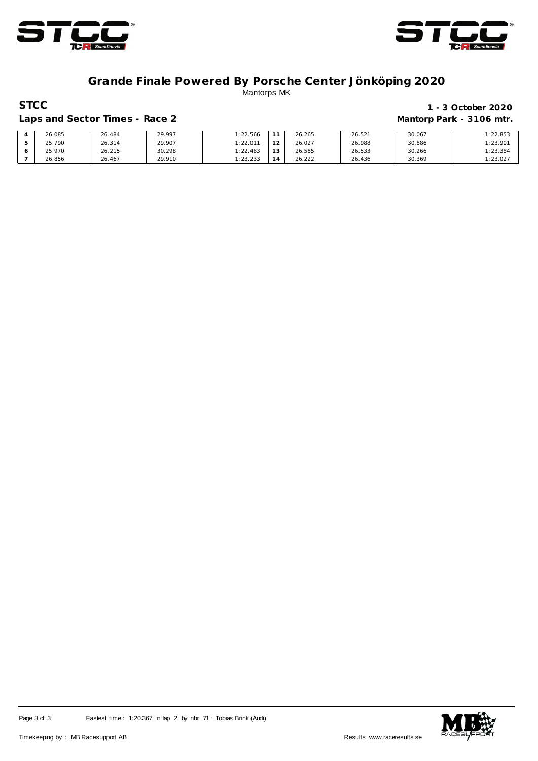# Grande Finale Powered By Porsche Center Jönköping 2020

Mantorps MK

**STCC** **1 - 3 October 2020**

**Laps and Sector Times - Race 2** **Mantorp Park - 3106 mtr.**

| | | | | | | | | | |
|---|---|---|---|---|---|---|---|---|---|
| **4** | 26.085 | 26.484 | 29.997 | 1:22.566 | **11** | 26.265 | 26.521 | 30.067 | 1:22.853 |
| **5** | 25.790 | 26.314 | 29.907 | 1:22.011 | **12** | 26.027 | 26.988 | 30.886 | 1:23.901 |
| **6** | 25.970 | 26.215 | 30.298 | 1:22.483 | **13** | 26.585 | 26.533 | 30.266 | 1:23.384 |
| **7** | 26.856 | 26.467 | 29.910 | 1:23.233 | **14** | 26.222 | 26.436 | 30.369 | 1:23.027 |

Fastest time : 1:20.367 in lap 2 by nbr. 71 : Tobias Brink (Audi)

Timekeeping by : MB Racesupport AB

Results: www.raceresults.se